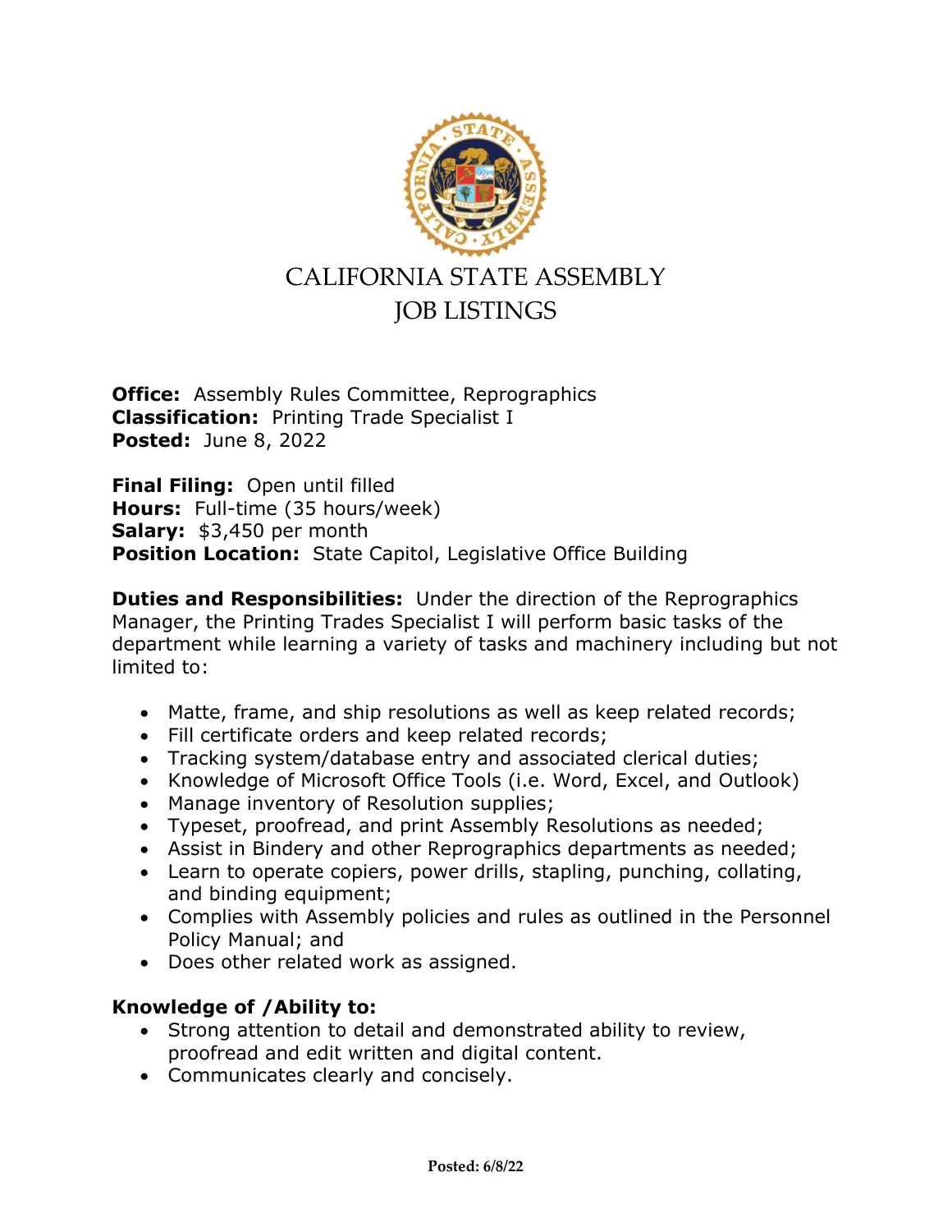# CALIFORNIA STATE ASSEMBLY
# JOB LISTINGS

**Office:** Assembly Rules Committee, Reprographics
**Classification:** Printing Trade Specialist I
**Posted:** June 8, 2022

**Final Filing:** Open until filled
**Hours:** Full-time (35 hours/week)
**Salary:** $3,450 per month
**Position Location:** State Capitol, Legislative Office Building

**Duties and Responsibilities:** Under the direction of the Reprographics Manager, the Printing Trades Specialist I will perform basic tasks of the department while learning a variety of tasks and machinery including but not limited to:

- Matte, frame, and ship resolutions as well as keep related records;
- Fill certificate orders and keep related records;
- Tracking system/database entry and associated clerical duties;
- Knowledge of Microsoft Office Tools (i.e. Word, Excel, and Outlook)
- Manage inventory of Resolution supplies;
- Typeset, proofread, and print Assembly Resolutions as needed;
- Assist in Bindery and other Reprographics departments as needed;
- Learn to operate copiers, power drills, stapling, punching, collating, and binding equipment;
- Complies with Assembly policies and rules as outlined in the Personnel Policy Manual; and
- Does other related work as assigned.

### Knowledge of /Ability to:

- Strong attention to detail and demonstrated ability to review, proofread and edit written and digital content.
- Communicates clearly and concisely.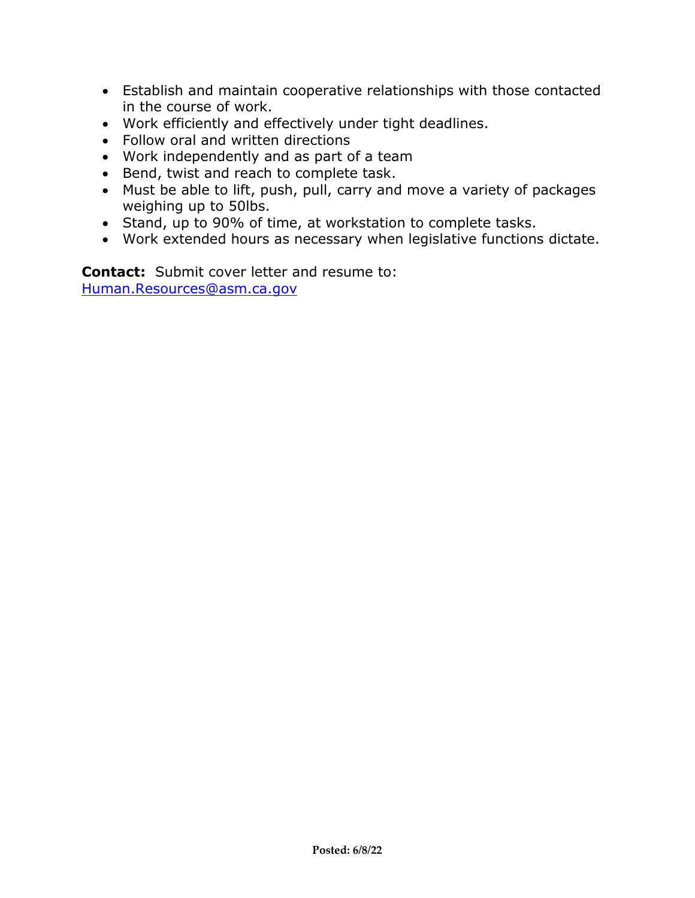- Establish and maintain cooperative relationships with those contacted in the course of work.
- Work efficiently and effectively under tight deadlines.
- Follow oral and written directions
- Work independently and as part of a team
- Bend, twist and reach to complete task.
- Must be able to lift, push, pull, carry and move a variety of packages weighing up to 50lbs.
- Stand, up to 90% of time, at workstation to complete tasks.
- Work extended hours as necessary when legislative functions dictate.

**Contact:** Submit cover letter and resume to:
Human.Resources@asm.ca.gov

**Posted: 6/8/22**